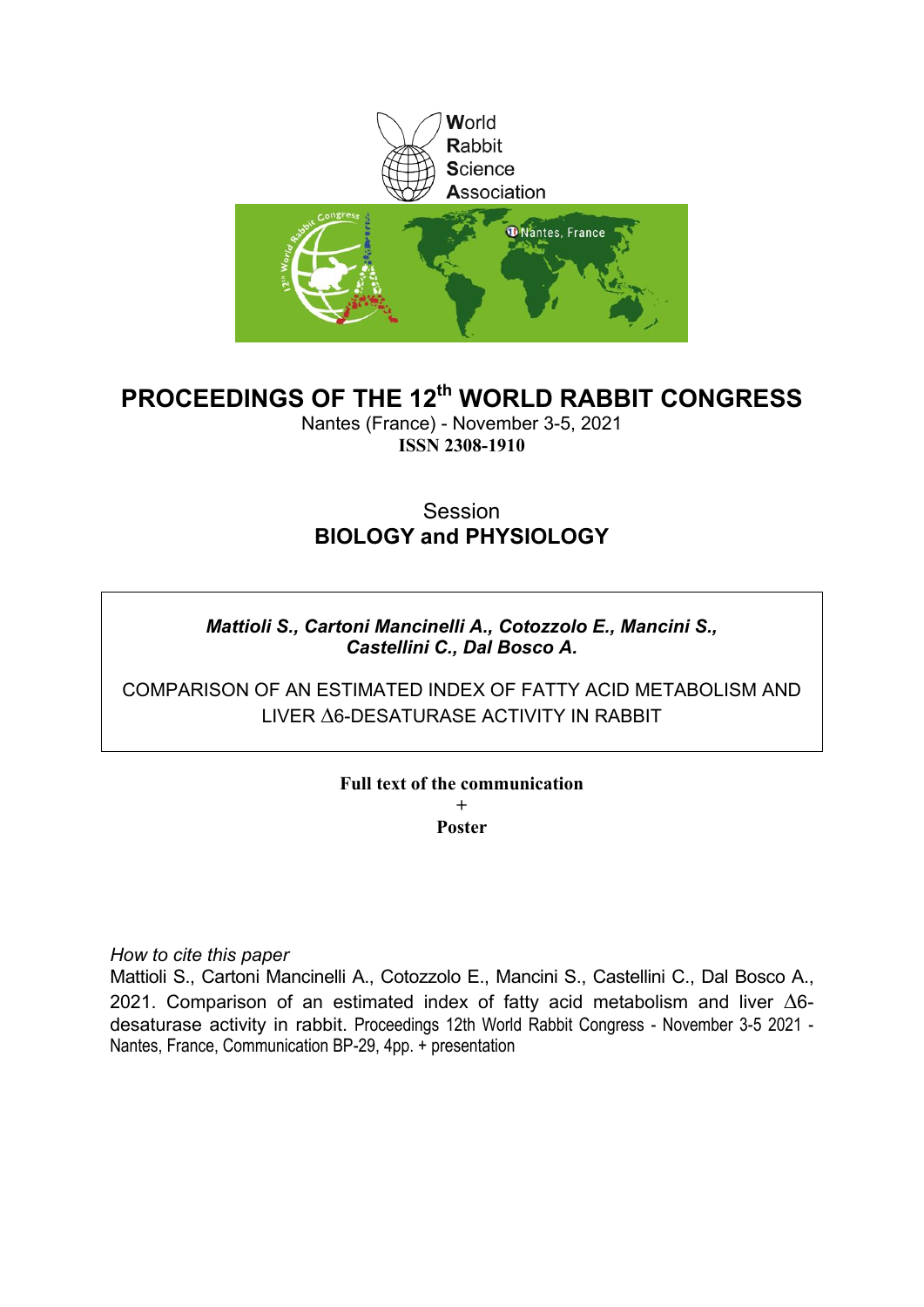World
Rabbit
Science
Association

# PROCEEDINGS OF THE 12th WORLD RABBIT CONGRESS

Nantes (France) - November 3-5, 2021

**ISSN 2308-1910**

Session

## BIOLOGY and PHYSIOLOGY

***Mattioli S., Cartoni Mancinelli A., Cotozzolo E., Mancini S., Castellini C., Dal Bosco A.***

COMPARISON OF AN ESTIMATED INDEX OF FATTY ACID METABOLISM AND LIVER Δ6-DESATURASE ACTIVITY IN RABBIT

**Full text of the communication**

**+**

**Poster**

*How to cite this paper*

Mattioli S., Cartoni Mancinelli A., Cotozzolo E., Mancini S., Castellini C., Dal Bosco A., 2021. Comparison of an estimated index of fatty acid metabolism and liver Δ6-desaturase activity in rabbit. Proceedings 12th World Rabbit Congress - November 3-5 2021 - Nantes, France, Communication BP-29, 4pp. + presentation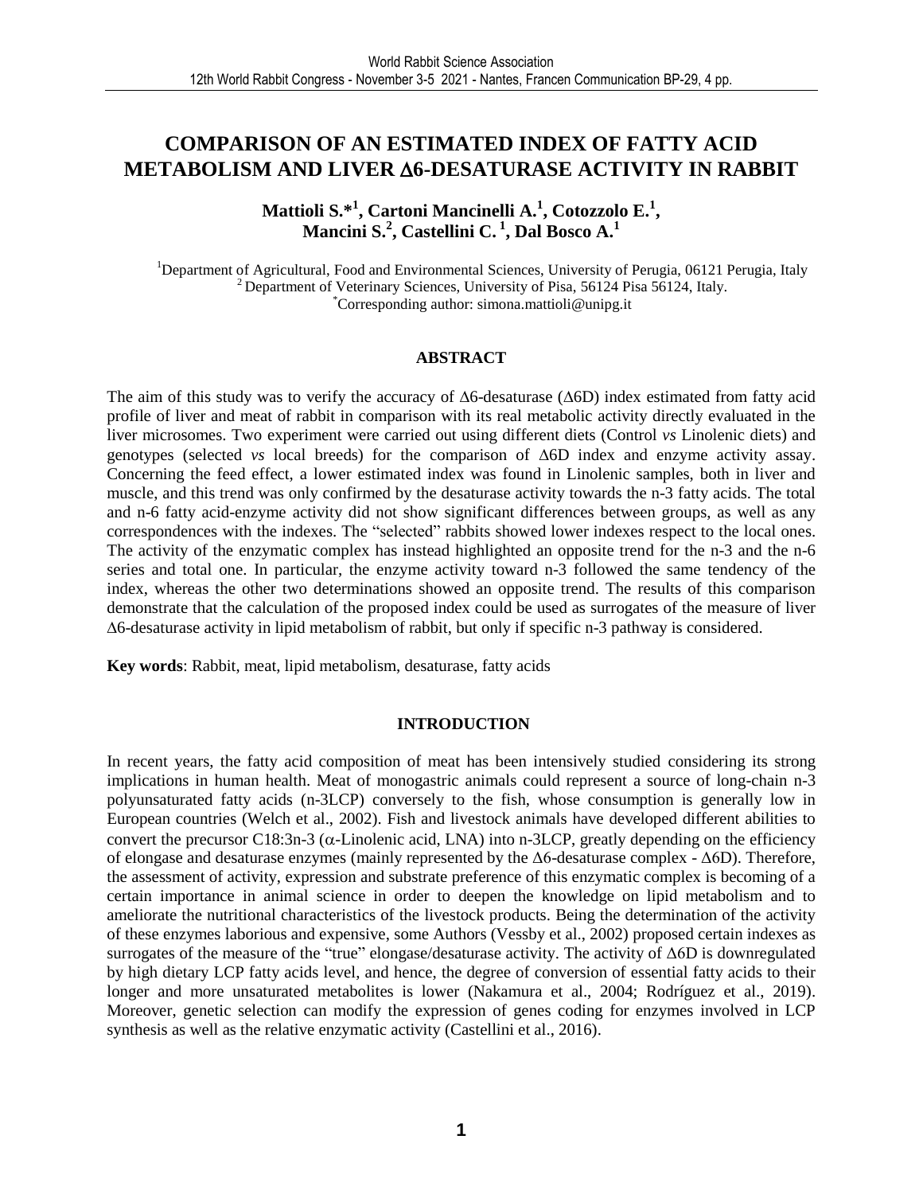# COMPARISON OF AN ESTIMATED INDEX OF FATTY ACID METABOLISM AND LIVER Δ6-DESATURASE ACTIVITY IN RABBIT

**Mattioli S.*[1], Cartoni Mancinelli A.[1], Cotozzolo E.[1], Mancini S.[2], Castellini C.[1], Dal Bosco A.[1]**

[1]Department of Agricultural, Food and Environmental Sciences, University of Perugia, 06121 Perugia, Italy
[2]Department of Veterinary Sciences, University of Pisa, 56124 Pisa 56124, Italy.
*Corresponding author: simona.mattioli@unipg.it

## ABSTRACT

The aim of this study was to verify the accuracy of Δ6-desaturase (Δ6D) index estimated from fatty acid profile of liver and meat of rabbit in comparison with its real metabolic activity directly evaluated in the liver microsomes. Two experiment were carried out using different diets (Control *vs* Linolenic diets) and genotypes (selected *vs* local breeds) for the comparison of Δ6D index and enzyme activity assay. Concerning the feed effect, a lower estimated index was found in Linolenic samples, both in liver and muscle, and this trend was only confirmed by the desaturase activity towards the n-3 fatty acids. The total and n-6 fatty acid-enzyme activity did not show significant differences between groups, as well as any correspondences with the indexes. The "selected" rabbits showed lower indexes respect to the local ones. The activity of the enzymatic complex has instead highlighted an opposite trend for the n-3 and the n-6 series and total one. In particular, the enzyme activity toward n-3 followed the same tendency of the index, whereas the other two determinations showed an opposite trend. The results of this comparison demonstrate that the calculation of the proposed index could be used as surrogates of the measure of liver Δ6-desaturase activity in lipid metabolism of rabbit, but only if specific n-3 pathway is considered.

**Key words**: Rabbit, meat, lipid metabolism, desaturase, fatty acids

## INTRODUCTION

In recent years, the fatty acid composition of meat has been intensively studied considering its strong implications in human health. Meat of monogastric animals could represent a source of long-chain n-3 polyunsaturated fatty acids (n-3LCP) conversely to the fish, whose consumption is generally low in European countries (Welch et al., 2002). Fish and livestock animals have developed different abilities to convert the precursor C18:3n-3 (α-Linolenic acid, LNA) into n-3LCP, greatly depending on the efficiency of elongase and desaturase enzymes (mainly represented by the Δ6-desaturase complex - Δ6D). Therefore, the assessment of activity, expression and substrate preference of this enzymatic complex is becoming of a certain importance in animal science in order to deepen the knowledge on lipid metabolism and to ameliorate the nutritional characteristics of the livestock products. Being the determination of the activity of these enzymes laborious and expensive, some Authors (Vessby et al., 2002) proposed certain indexes as surrogates of the measure of the "true" elongase/desaturase activity. The activity of Δ6D is downregulated by high dietary LCP fatty acids level, and hence, the degree of conversion of essential fatty acids to their longer and more unsaturated metabolites is lower (Nakamura et al., 2004; Rodríguez et al., 2019). Moreover, genetic selection can modify the expression of genes coding for enzymes involved in LCP synthesis as well as the relative enzymatic activity (Castellini et al., 2016).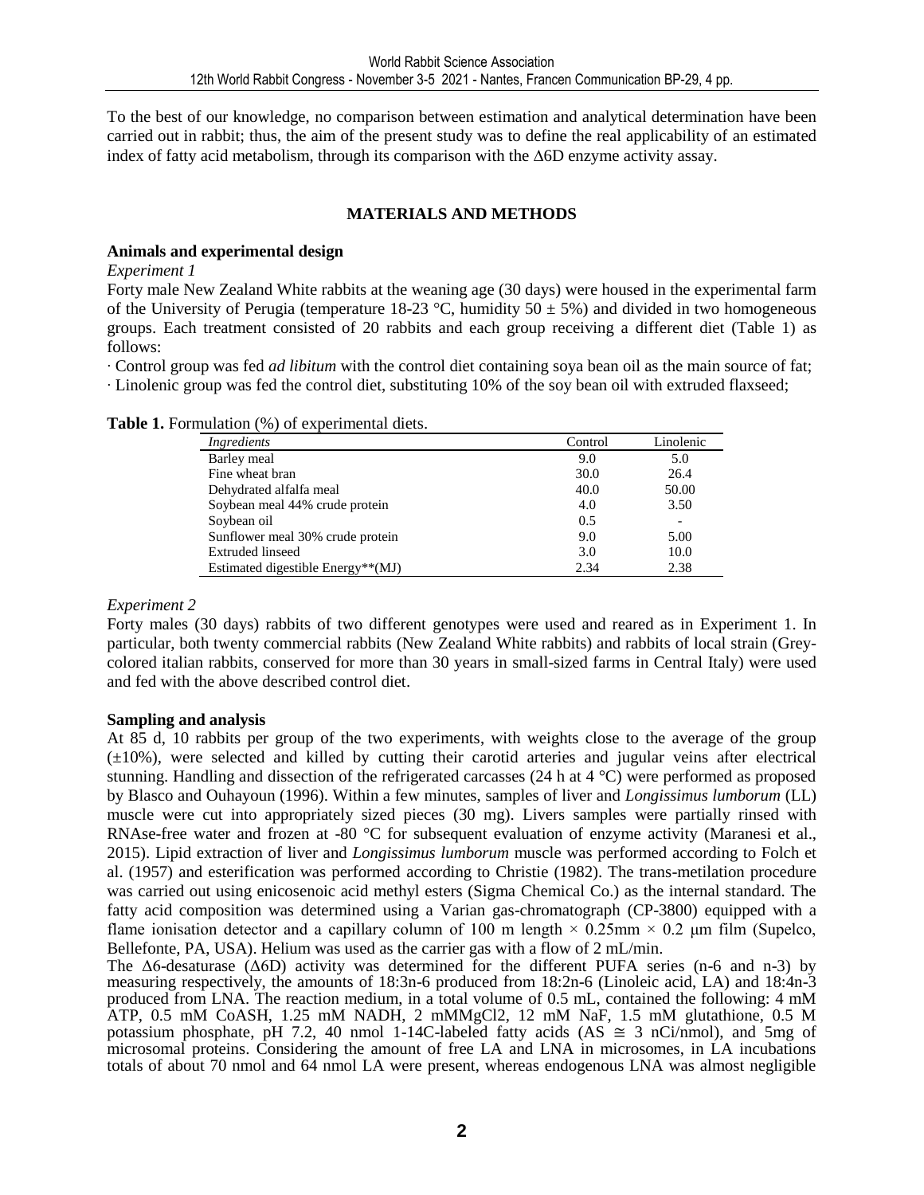To the best of our knowledge, no comparison between estimation and analytical determination have been carried out in rabbit; thus, the aim of the present study was to define the real applicability of an estimated index of fatty acid metabolism, through its comparison with the Δ6D enzyme activity assay.

## MATERIALS AND METHODS

### Animals and experimental design

*Experiment 1*

Forty male New Zealand White rabbits at the weaning age (30 days) were housed in the experimental farm of the University of Perugia (temperature 18-23 °C, humidity 50 ± 5%) and divided in two homogeneous groups. Each treatment consisted of 20 rabbits and each group receiving a different diet (Table 1) as follows:

· Control group was fed *ad libitum* with the control diet containing soya bean oil as the main source of fat;

· Linolenic group was fed the control diet, substituting 10% of the soy bean oil with extruded flaxseed;

**Table 1.** Formulation (%) of experimental diets.

| *Ingredients* | Control | Linolenic |
|---|---|---|
| Barley meal | 9.0 | 5.0 |
| Fine wheat bran | 30.0 | 26.4 |
| Dehydrated alfalfa meal | 40.0 | 50.00 |
| Soybean meal 44% crude protein | 4.0 | 3.50 |
| Soybean oil | 0.5 | - |
| Sunflower meal 30% crude protein | 9.0 | 5.00 |
| Extruded linseed | 3.0 | 10.0 |
| Estimated digestible Energy**(MJ) | 2.34 | 2.38 |

*Experiment 2*

Forty males (30 days) rabbits of two different genotypes were used and reared as in Experiment 1. In particular, both twenty commercial rabbits (New Zealand White rabbits) and rabbits of local strain (Grey-colored italian rabbits, conserved for more than 30 years in small-sized farms in Central Italy) were used and fed with the above described control diet.

### Sampling and analysis

At 85 d, 10 rabbits per group of the two experiments, with weights close to the average of the group (±10%), were selected and killed by cutting their carotid arteries and jugular veins after electrical stunning. Handling and dissection of the refrigerated carcasses (24 h at 4 °C) were performed as proposed by Blasco and Ouhayoun (1996). Within a few minutes, samples of liver and *Longissimus lumborum* (LL) muscle were cut into appropriately sized pieces (30 mg). Livers samples were partially rinsed with RNAse-free water and frozen at -80 °C for subsequent evaluation of enzyme activity (Maranesi et al., 2015). Lipid extraction of liver and *Longissimus lumborum* muscle was performed according to Folch et al. (1957) and esterification was performed according to Christie (1982). The trans-metilation procedure was carried out using enicosenoic acid methyl esters (Sigma Chemical Co.) as the internal standard. The fatty acid composition was determined using a Varian gas-chromatograph (CP-3800) equipped with a flame ionisation detector and a capillary column of 100 m length × 0.25mm × 0.2 μm film (Supelco, Bellefonte, PA, USA). Helium was used as the carrier gas with a flow of 2 mL/min.

The Δ6-desaturase (Δ6D) activity was determined for the different PUFA series (n-6 and n-3) by measuring respectively, the amounts of 18:3n-6 produced from 18:2n-6 (Linoleic acid, LA) and 18:4n-3 produced from LNA. The reaction medium, in a total volume of 0.5 mL, contained the following: 4 mM ATP, 0.5 mM CoASH, 1.25 mM NADH, 2 mMMgCl2, 12 mM NaF, 1.5 mM glutathione, 0.5 M potassium phosphate, pH 7.2, 40 nmol 1-14C-labeled fatty acids (AS ≅ 3 nCi/nmol), and 5mg of microsomal proteins. Considering the amount of free LA and LNA in microsomes, in LA incubations totals of about 70 nmol and 64 nmol LA were present, whereas endogenous LNA was almost negligible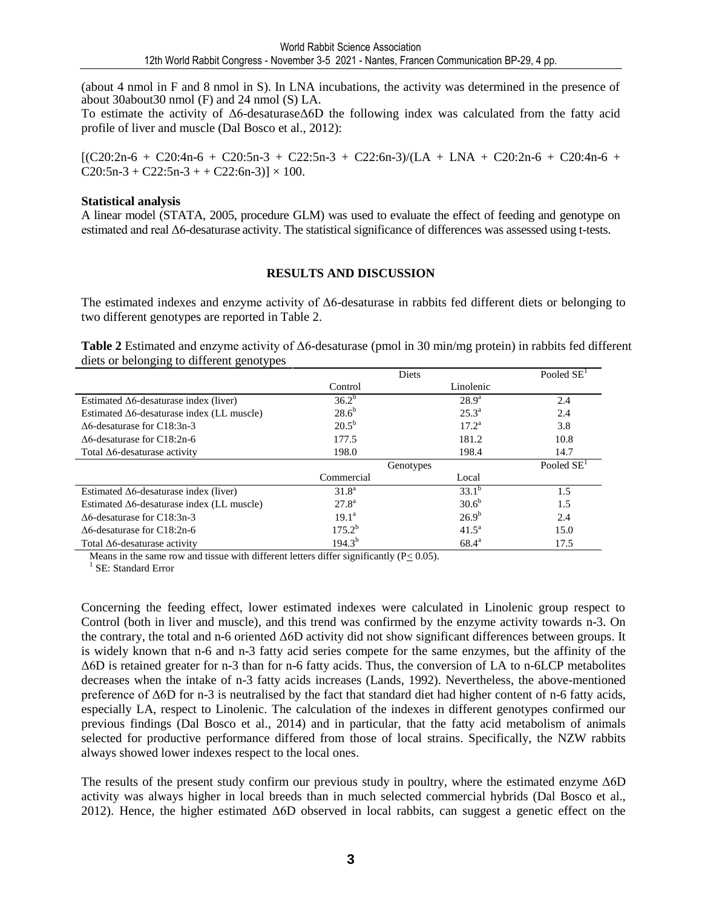(about 4 nmol in F and 8 nmol in S). In LNA incubations, the activity was determined in the presence of about 30about30 nmol (F) and 24 nmol (S) LA.

To estimate the activity of Δ6-desaturaseΔ6D the following index was calculated from the fatty acid profile of liver and muscle (Dal Bosco et al., 2012):

[(C20:2n-6 + C20:4n-6 + C20:5n-3 + C22:5n-3 + C22:6n-3)/(LA + LNA + C20:2n-6 + C20:4n-6 + C20:5n-3 + C22:5n-3 + + C22:6n-3)] × 100.

**Statistical analysis**

A linear model (STATA, 2005, procedure GLM) was used to evaluate the effect of feeding and genotype on estimated and real Δ6-desaturase activity. The statistical significance of differences was assessed using t-tests.

## RESULTS AND DISCUSSION

The estimated indexes and enzyme activity of Δ6-desaturase in rabbits fed different diets or belonging to two different genotypes are reported in Table 2.

**Table 2** Estimated and enzyme activity of Δ6-desaturase (pmol in 30 min/mg protein) in rabbits fed different diets or belonging to different genotypes

| | Diets | | Pooled SE[1] |
|---|---|---|---|
| | Control | Linolenic | |
| Estimated Δ6-desaturase index (liver) | 36.2[b] | 28.9[a] | 2.4 |
| Estimated Δ6-desaturase index (LL muscle) | 28.6[b] | 25.3[a] | 2.4 |
| Δ6-desaturase for C18:3n-3 | 20.5[b] | 17.2[a] | 3.8 |
| Δ6-desaturase for C18:2n-6 | 177.5 | 181.2 | 10.8 |
| Total Δ6-desaturase activity | 198.0 | 198.4 | 14.7 |
| | Genotypes | | Pooled SE[1] |
| | Commercial | Local | |
| Estimated Δ6-desaturase index (liver) | 31.8[a] | 33.1[b] | 1.5 |
| Estimated Δ6-desaturase index (LL muscle) | 27.8[a] | 30.6[b] | 1.5 |
| Δ6-desaturase for C18:3n-3 | 19.1[a] | 26.9[b] | 2.4 |
| Δ6-desaturase for C18:2n-6 | 175.2[b] | 41.5[a] | 15.0 |
| Total Δ6-desaturase activity | 194.3[b] | 68.4[a] | 17.5 |

Means in the same row and tissue with different letters differ significantly ($P \leq 0.05$).
[1] SE: Standard Error

Concerning the feeding effect, lower estimated indexes were calculated in Linolenic group respect to Control (both in liver and muscle), and this trend was confirmed by the enzyme activity towards n-3. On the contrary, the total and n-6 oriented Δ6D activity did not show significant differences between groups. It is widely known that n-6 and n-3 fatty acid series compete for the same enzymes, but the affinity of the Δ6D is retained greater for n-3 than for n-6 fatty acids. Thus, the conversion of LA to n-6LCP metabolites decreases when the intake of n-3 fatty acids increases (Lands, 1992). Nevertheless, the above-mentioned preference of Δ6D for n-3 is neutralised by the fact that standard diet had higher content of n-6 fatty acids, especially LA, respect to Linolenic. The calculation of the indexes in different genotypes confirmed our previous findings (Dal Bosco et al., 2014) and in particular, that the fatty acid metabolism of animals selected for productive performance differed from those of local strains. Specifically, the NZW rabbits always showed lower indexes respect to the local ones.

The results of the present study confirm our previous study in poultry, where the estimated enzyme Δ6D activity was always higher in local breeds than in much selected commercial hybrids (Dal Bosco et al., 2012). Hence, the higher estimated Δ6D observed in local rabbits, can suggest a genetic effect on the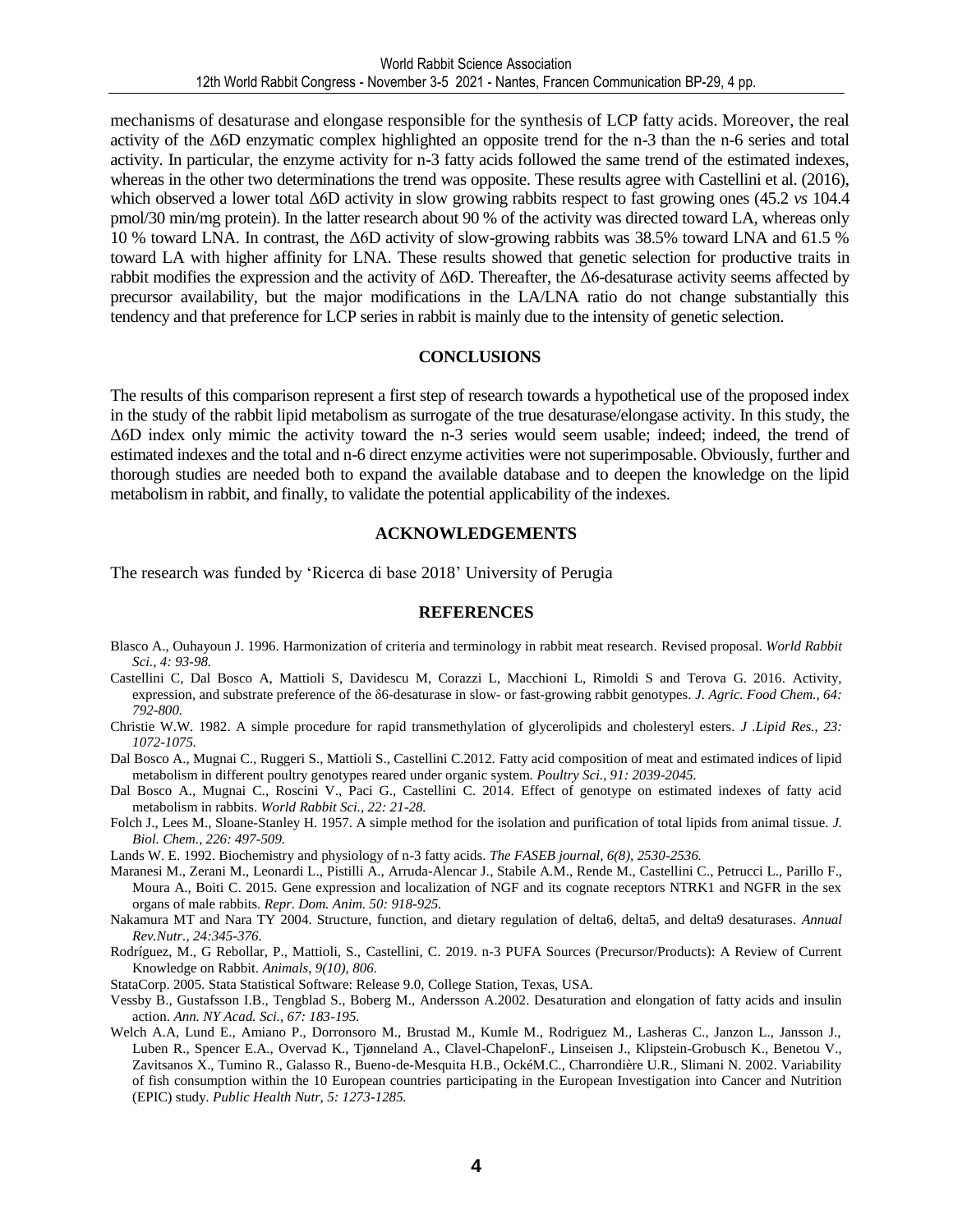mechanisms of desaturase and elongase responsible for the synthesis of LCP fatty acids. Moreover, the real activity of the Δ6D enzymatic complex highlighted an opposite trend for the n-3 than the n-6 series and total activity. In particular, the enzyme activity for n-3 fatty acids followed the same trend of the estimated indexes, whereas in the other two determinations the trend was opposite. These results agree with Castellini et al. (2016), which observed a lower total Δ6D activity in slow growing rabbits respect to fast growing ones (45.2 *vs* 104.4 pmol/30 min/mg protein). In the latter research about 90 % of the activity was directed toward LA, whereas only 10 % toward LNA. In contrast, the Δ6D activity of slow-growing rabbits was 38.5% toward LNA and 61.5 % toward LA with higher affinity for LNA. These results showed that genetic selection for productive traits in rabbit modifies the expression and the activity of Δ6D. Thereafter, the Δ6-desaturase activity seems affected by precursor availability, but the major modifications in the LA/LNA ratio do not change substantially this tendency and that preference for LCP series in rabbit is mainly due to the intensity of genetic selection.

## CONCLUSIONS

The results of this comparison represent a first step of research towards a hypothetical use of the proposed index in the study of the rabbit lipid metabolism as surrogate of the true desaturase/elongase activity. In this study, the Δ6D index only mimic the activity toward the n-3 series would seem usable; indeed; indeed, the trend of estimated indexes and the total and n-6 direct enzyme activities were not superimposable. Obviously, further and thorough studies are needed both to expand the available database and to deepen the knowledge on the lipid metabolism in rabbit, and finally, to validate the potential applicability of the indexes.

## ACKNOWLEDGEMENTS

The research was funded by 'Ricerca di base 2018' University of Perugia

## REFERENCES

Blasco A., Ouhayoun J. 1996. Harmonization of criteria and terminology in rabbit meat research. Revised proposal. *World Rabbit Sci., 4: 93-98.*

Castellini C, Dal Bosco A, Mattioli S, Davidescu M, Corazzi L, Macchioni L, Rimoldi S and Terova G. 2016. Activity, expression, and substrate preference of the δ6-desaturase in slow- or fast-growing rabbit genotypes. *J. Agric. Food Chem., 64: 792-800.*

Christie W.W. 1982. A simple procedure for rapid transmethylation of glycerolipids and cholesteryl esters. *J .Lipid Res., 23: 1072-1075.*

Dal Bosco A., Mugnai C., Ruggeri S., Mattioli S., Castellini C.2012. Fatty acid composition of meat and estimated indices of lipid metabolism in different poultry genotypes reared under organic system. *Poultry Sci., 91: 2039-2045.*

Dal Bosco A., Mugnai C., Roscini V., Paci G., Castellini C. 2014. Effect of genotype on estimated indexes of fatty acid metabolism in rabbits. *World Rabbit Sci., 22: 21-28.*

Folch J., Lees M., Sloane-Stanley H. 1957. A simple method for the isolation and purification of total lipids from animal tissue. *J. Biol. Chem., 226: 497-509.*

Lands W. E. 1992. Biochemistry and physiology of n-3 fatty acids. *The FASEB journal, 6(8), 2530-2536.*

Maranesi M., Zerani M., Leonardi L., Pistilli A., Arruda-Alencar J., Stabile A.M., Rende M., Castellini C., Petrucci L., Parillo F., Moura A., Boiti C. 2015. Gene expression and localization of NGF and its cognate receptors NTRK1 and NGFR in the sex organs of male rabbits. *Repr. Dom. Anim. 50: 918-925.*

Nakamura MT and Nara TY 2004. Structure, function, and dietary regulation of delta6, delta5, and delta9 desaturases. *Annual Rev.Nutr., 24:345-376.*

Rodríguez, M., G Rebollar, P., Mattioli, S., Castellini, C. 2019. n-3 PUFA Sources (Precursor/Products): A Review of Current Knowledge on Rabbit. *Animals, 9(10), 806.*

StataCorp. 2005. Stata Statistical Software: Release 9.0, College Station, Texas, USA.

Vessby B., Gustafsson I.B., Tengblad S., Boberg M., Andersson A.2002. Desaturation and elongation of fatty acids and insulin action. *Ann. NY Acad. Sci., 67: 183-195.*

Welch A.A, Lund E., Amiano P., Dorronsoro M., Brustad M., Kumle M., Rodriguez M., Lasheras C., Janzon L., Jansson J., Luben R., Spencer E.A., Overvad K., Tjønneland A., Clavel-ChapelonF., Linseisen J., Klipstein-Grobusch K., Benetou V., Zavitsanos X., Tumino R., Galasso R., Bueno-de-Mesquita H.B., OckéM.C., Charrondière U.R., Slimani N. 2002. Variability of fish consumption within the 10 European countries participating in the European Investigation into Cancer and Nutrition (EPIC) study. *Public Health Nutr, 5: 1273-1285.*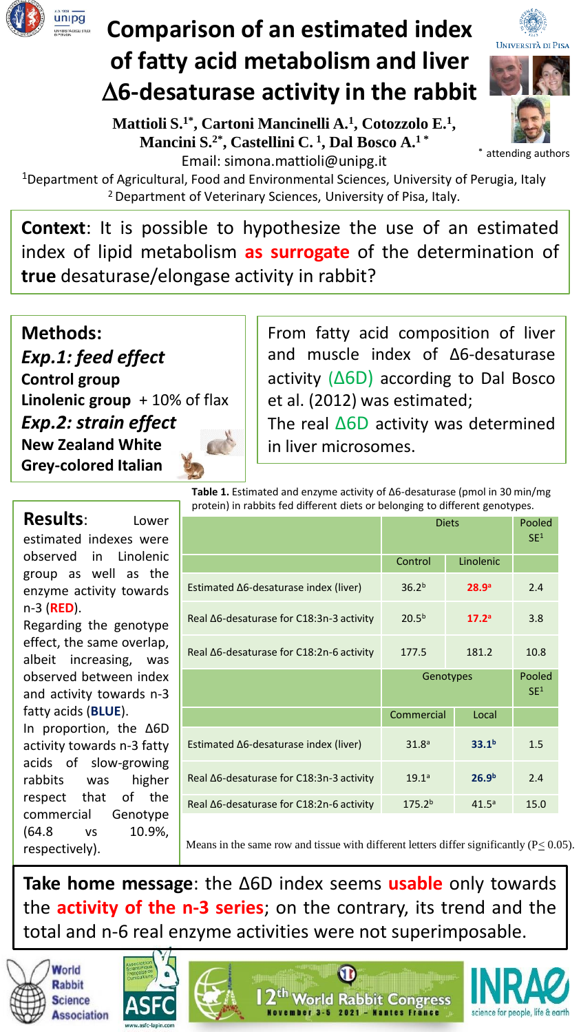# Comparison of an estimated index of fatty acid metabolism and liver Δ6-desaturase activity in the rabbit

**Mattioli S.[1*], Cartoni Mancinelli A.[1], Cotozzolo E.[1], Mancini S.[2*], Castellini C. [1], Dal Bosco A.[1 *]**

Email: simona.mattioli@unipg.it

[*] attending authors

[1]Department of Agricultural, Food and Environmental Sciences, University of Perugia, Italy

[2] Department of Veterinary Sciences, University of Pisa, Italy.

**Context**: It is possible to hypothesize the use of an estimated index of lipid metabolism **as surrogate** of the determination of **true** desaturase/elongase activity in rabbit?

## Methods:

***Exp.1: feed effect***

**Control group**

**Linolenic group** + 10% of flax

***Exp.2: strain effect***

**New Zealand White**

**Grey-colored Italian**

From fatty acid composition of liver and muscle index of Δ6-desaturase activity (Δ6D) according to Dal Bosco et al. (2012) was estimated;

The real Δ6D activity was determined in liver microsomes.

## Results:

Lower estimated indexes were observed in Linolenic group as well as the enzyme activity towards n-3 (**RED**).

Regarding the genotype effect, the same overlap, albeit increasing, was observed between index and activity towards n-3 fatty acids (**BLUE**).

In proportion, the Δ6D activity towards n-3 fatty acids of slow-growing rabbits was higher respect that of the commercial Genotype (64.8 vs 10.9%, respectively).

**Table 1.** Estimated and enzyme activity of Δ6-desaturase (pmol in 30 min/mg protein) in rabbits fed different diets or belonging to different genotypes.

| | Diets | | Pooled SE[1] |
|---|---|---|---|
| | Control | Linolenic | |
| Estimated Δ6-desaturase index (liver) | 36.2[b] | **28.9[a]** | 2.4 |
| Real Δ6-desaturase for C18:3n-3 activity | 20.5[b] | **17.2[a]** | 3.8 |
| Real Δ6-desaturase for C18:2n-6 activity | 177.5 | 181.2 | 10.8 |
| | **Genotypes** | | **Pooled SE[1]** |
| | Commercial | Local | |
| Estimated Δ6-desaturase index (liver) | 31.8[a] | **33.1[b]** | 1.5 |
| Real Δ6-desaturase for C18:3n-3 activity | 19.1[a] | **26.9[b]** | 2.4 |
| Real Δ6-desaturase for C18:2n-6 activity | 175.2[b] | 41.5[a] | 15.0 |

Means in the same row and tissue with different letters differ significantly ($P \leq 0.05$).

**Take home message**: the Δ6D index seems **usable** only towards the **activity of the n-3 series**; on the contrary, its trend and the total and n-6 real enzyme activities were not superimposable.